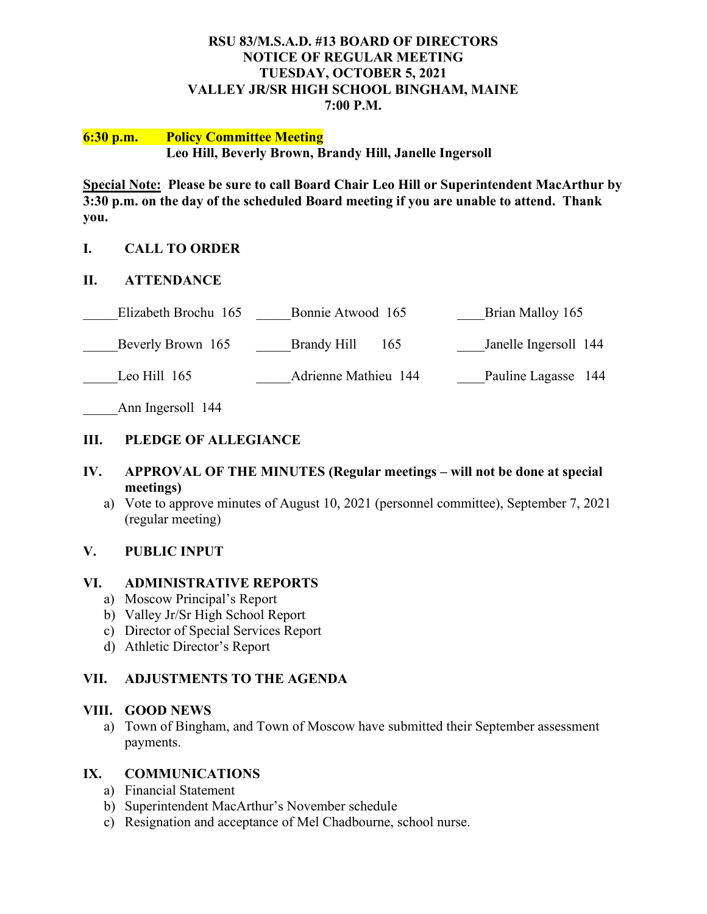**RSU 83/M.S.A.D. #13 BOARD OF DIRECTORS**
**NOTICE OF REGULAR MEETING**
**TUESDAY, OCTOBER 5, 2021**
**VALLEY JR/SR HIGH SCHOOL BINGHAM, MAINE**
**7:00 P.M.**

**6:30 p.m. Policy Committee Meeting**
**Leo Hill, Beverly Brown, Brandy Hill, Janelle Ingersoll**

**Special Note: Please be sure to call Board Chair Leo Hill or Superintendent MacArthur by 3:30 p.m. on the day of the scheduled Board meeting if you are unable to attend. Thank you.**

## I. CALL TO ORDER

## II. ATTENDANCE

| | | |
|---|---|---|
| _____Elizabeth Brochu 165 | _____Bonnie Atwood 165 | ____Brian Malloy 165 |
| _____Beverly Brown 165 | _____Brandy Hill 165 | ____Janelle Ingersoll 144 |
| _____Leo Hill 165 | _____Adrienne Mathieu 144 | ____Pauline Lagasse 144 |
| _____Ann Ingersoll 144 | | |

## III. PLEDGE OF ALLEGIANCE

## IV. APPROVAL OF THE MINUTES (Regular meetings – will not be done at special meetings)

a) Vote to approve minutes of August 10, 2021 (personnel committee), September 7, 2021 (regular meeting)

## V. PUBLIC INPUT

## VI. ADMINISTRATIVE REPORTS

a) Moscow Principal's Report
b) Valley Jr/Sr High School Report
c) Director of Special Services Report
d) Athletic Director's Report

## VII. ADJUSTMENTS TO THE AGENDA

## VIII. GOOD NEWS

a) Town of Bingham, and Town of Moscow have submitted their September assessment payments.

## IX. COMMUNICATIONS

a) Financial Statement
b) Superintendent MacArthur's November schedule
c) Resignation and acceptance of Mel Chadbourne, school nurse.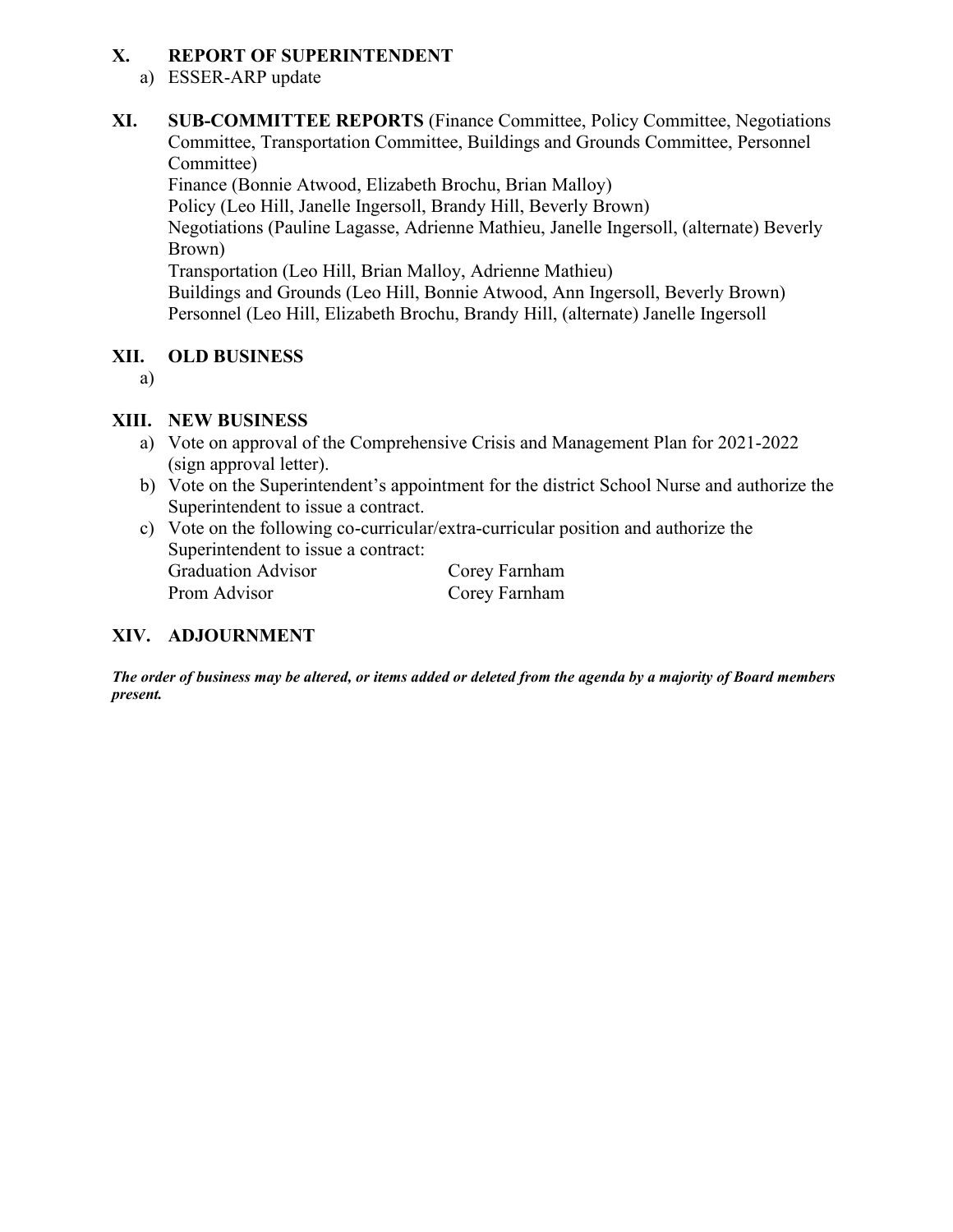## X. REPORT OF SUPERINTENDENT

a) ESSER-ARP update

## XI. SUB-COMMITTEE REPORTS (Finance Committee, Policy Committee, Negotiations Committee, Transportation Committee, Buildings and Grounds Committee, Personnel Committee)

Finance (Bonnie Atwood, Elizabeth Brochu, Brian Malloy)
Policy (Leo Hill, Janelle Ingersoll, Brandy Hill, Beverly Brown)
Negotiations (Pauline Lagasse, Adrienne Mathieu, Janelle Ingersoll, (alternate) Beverly Brown)
Transportation (Leo Hill, Brian Malloy, Adrienne Mathieu)
Buildings and Grounds (Leo Hill, Bonnie Atwood, Ann Ingersoll, Beverly Brown)
Personnel (Leo Hill, Elizabeth Brochu, Brandy Hill, (alternate) Janelle Ingersoll

## XII. OLD BUSINESS

a)

## XIII. NEW BUSINESS

a) Vote on approval of the Comprehensive Crisis and Management Plan for 2021-2022 (sign approval letter).
b) Vote on the Superintendent's appointment for the district School Nurse and authorize the Superintendent to issue a contract.
c) Vote on the following co-curricular/extra-curricular position and authorize the Superintendent to issue a contract:

| | |
|---|---|
| Graduation Advisor | Corey Farnham |
| Prom Advisor | Corey Farnham |

## XIV. ADJOURNMENT

***The order of business may be altered, or items added or deleted from the agenda by a majority of Board members present.***